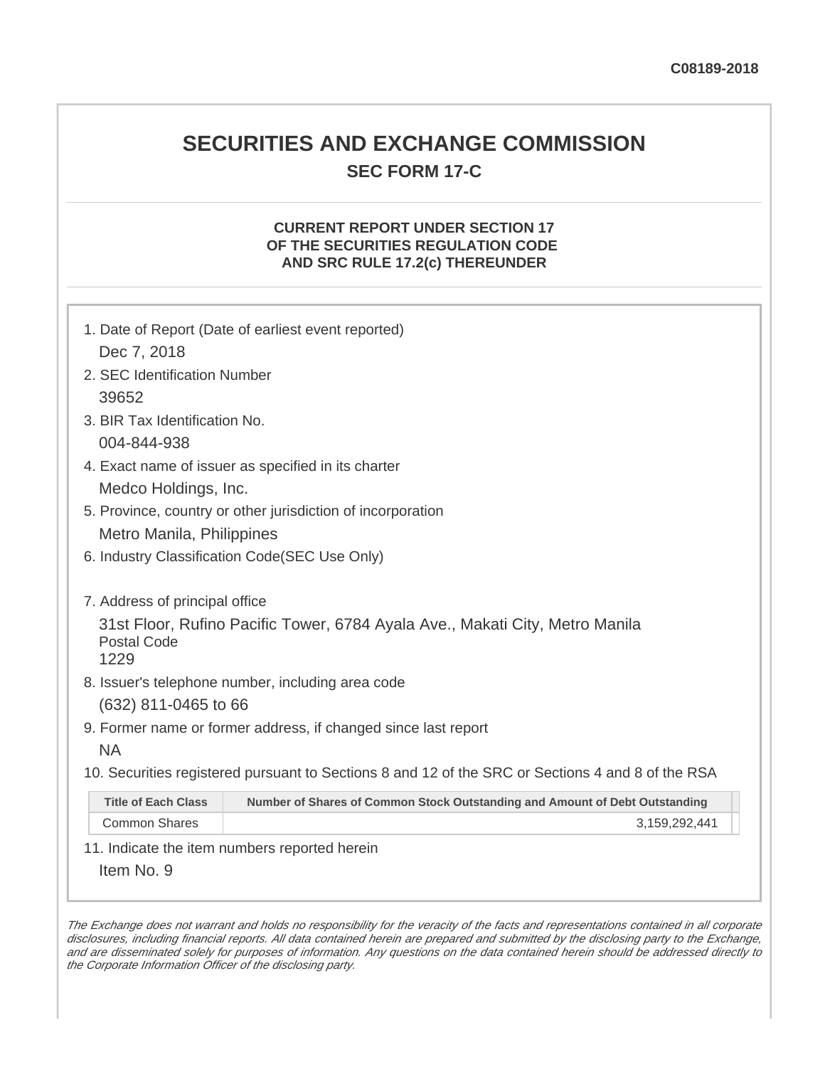C08189-2018

# SECURITIES AND EXCHANGE COMMISSION

## SEC FORM 17-C

### CURRENT REPORT UNDER SECTION 17 OF THE SECURITIES REGULATION CODE AND SRC RULE 17.2(c) THEREUNDER

1. Date of Report (Date of earliest event reported)

   Dec 7, 2018

2. SEC Identification Number

   39652

3. BIR Tax Identification No.

   004-844-938

4. Exact name of issuer as specified in its charter

   Medco Holdings, Inc.

5. Province, country or other jurisdiction of incorporation

   Metro Manila, Philippines

6. Industry Classification Code(SEC Use Only)

7. Address of principal office

   31st Floor, Rufino Pacific Tower, 6784 Ayala Ave., Makati City, Metro Manila

   Postal Code

   1229

8. Issuer's telephone number, including area code

   (632) 811-0465 to 66

9. Former name or former address, if changed since last report

   NA

10. Securities registered pursuant to Sections 8 and 12 of the SRC or Sections 4 and 8 of the RSA

| Title of Each Class | Number of Shares of Common Stock Outstanding and Amount of Debt Outstanding |
|---|---|
| Common Shares | 3,159,292,441 |

11. Indicate the item numbers reported herein

    Item No. 9

*The Exchange does not warrant and holds no responsibility for the veracity of the facts and representations contained in all corporate disclosures, including financial reports. All data contained herein are prepared and submitted by the disclosing party to the Exchange, and are disseminated solely for purposes of information. Any questions on the data contained herein should be addressed directly to the Corporate Information Officer of the disclosing party.*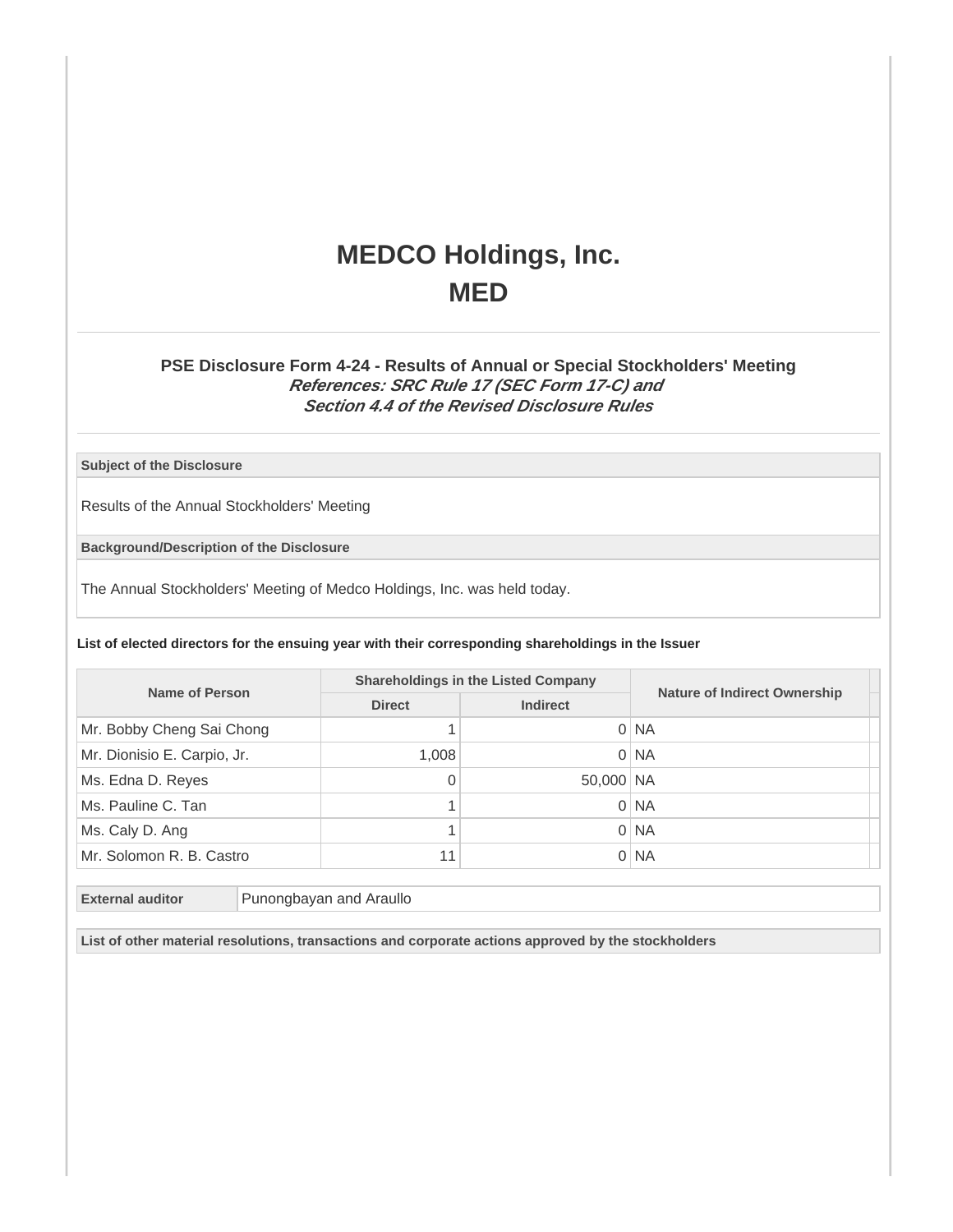# MEDCO Holdings, Inc.
# MED

### PSE Disclosure Form 4-24 - Results of Annual or Special Stockholders' Meeting
***References: SRC Rule 17 (SEC Form 17-C) and Section 4.4 of the Revised Disclosure Rules***

**Subject of the Disclosure**

Results of the Annual Stockholders' Meeting

**Background/Description of the Disclosure**

The Annual Stockholders' Meeting of Medco Holdings, Inc. was held today.

**List of elected directors for the ensuing year with their corresponding shareholdings in the Issuer**

| Name of Person | Shareholdings in the Listed Company | | Nature of Indirect Ownership |
|---|---|---|---|
| | Direct | Indirect | |
| Mr. Bobby Cheng Sai Chong | 1 | 0 | NA |
| Mr. Dionisio E. Carpio, Jr. | 1,008 | 0 | NA |
| Ms. Edna D. Reyes | 0 | 50,000 | NA |
| Ms. Pauline C. Tan | 1 | 0 | NA |
| Ms. Caly D. Ang | 1 | 0 | NA |
| Mr. Solomon R. B. Castro | 11 | 0 | NA |

| External auditor | Punongbayan and Araullo |
|---|---|

**List of other material resolutions, transactions and corporate actions approved by the stockholders**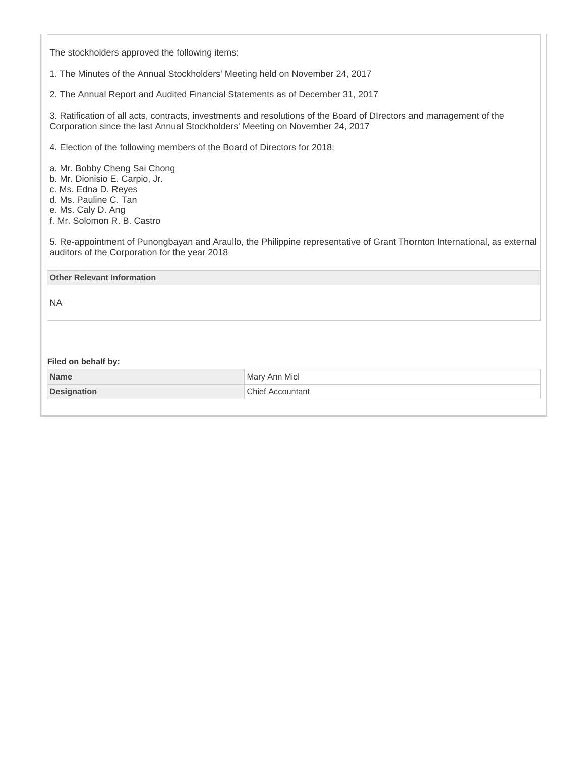The stockholders approved the following items:

1. The Minutes of the Annual Stockholders' Meeting held on November 24, 2017

2. The Annual Report and Audited Financial Statements as of December 31, 2017

3. Ratification of all acts, contracts, investments and resolutions of the Board of DIrectors and management of the Corporation since the last Annual Stockholders' Meeting on November 24, 2017

4. Election of the following members of the Board of Directors for 2018:

a. Mr. Bobby Cheng Sai Chong
b. Mr. Dionisio E. Carpio, Jr.
c. Ms. Edna D. Reyes
d. Ms. Pauline C. Tan
e. Ms. Caly D. Ang
f. Mr. Solomon R. B. Castro

5. Re-appointment of Punongbayan and Araullo, the Philippine representative of Grant Thornton International, as external auditors of the Corporation for the year 2018

**Other Relevant Information**

NA

**Filed on behalf by:**

| | |
|---|---|
| **Name** | Mary Ann Miel |
| **Designation** | Chief Accountant |